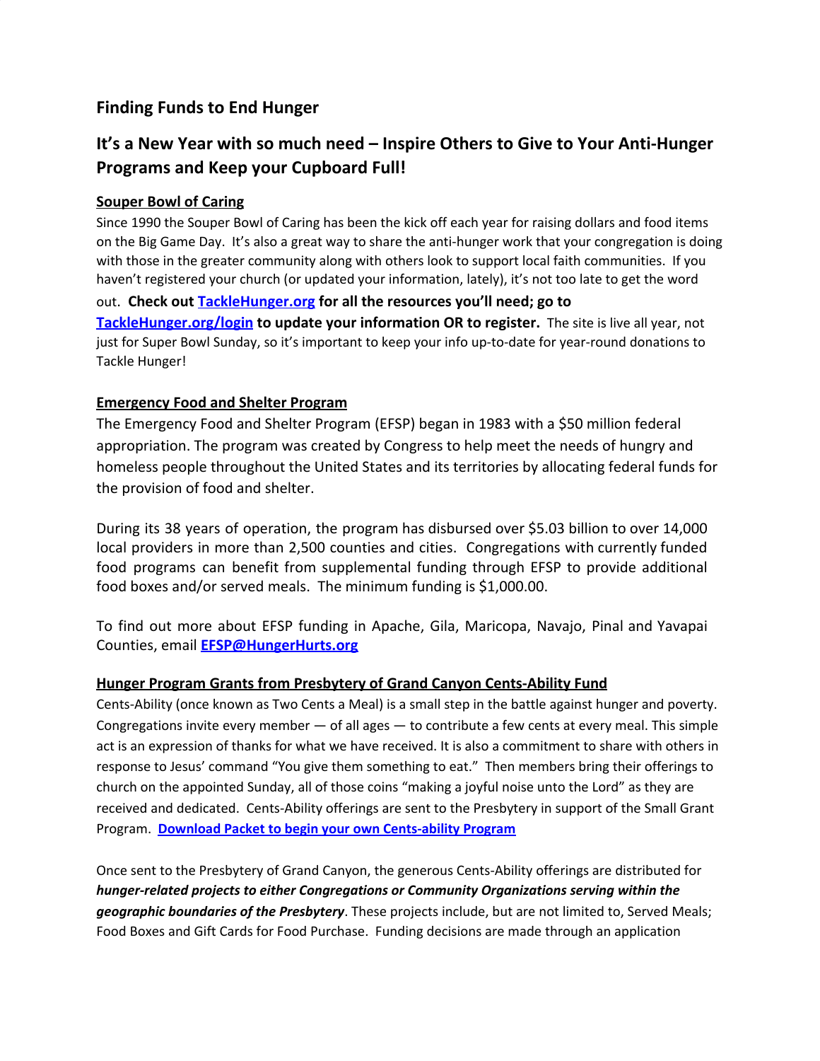# Finding Funds to End Hunger

## It's a New Year with so much need – Inspire Others to Give to Your Anti-Hunger Programs and Keep your Cupboard Full!

### Souper Bowl of Caring

Since 1990 the Souper Bowl of Caring has been the kick off each year for raising dollars and food items on the Big Game Day. It's also a great way to share the anti-hunger work that your congregation is doing with those in the greater community along with others look to support local faith communities. If you haven't registered your church (or updated your information, lately), it's not too late to get the word out. **Check out TackleHunger.org for all the resources you'll need; go to TackleHunger.org/login to update your information OR to register.** The site is live all year, not just for Super Bowl Sunday, so it's important to keep your info up-to-date for year-round donations to Tackle Hunger!

### Emergency Food and Shelter Program

The Emergency Food and Shelter Program (EFSP) began in 1983 with a $50 million federal appropriation. The program was created by Congress to help meet the needs of hungry and homeless people throughout the United States and its territories by allocating federal funds for the provision of food and shelter.

During its 38 years of operation, the program has disbursed over $5.03 billion to over 14,000 local providers in more than 2,500 counties and cities. Congregations with currently funded food programs can benefit from supplemental funding through EFSP to provide additional food boxes and/or served meals. The minimum funding is $1,000.00.

To find out more about EFSP funding in Apache, Gila, Maricopa, Navajo, Pinal and Yavapai Counties, email **EFSP@HungerHurts.org**

### Hunger Program Grants from Presbytery of Grand Canyon Cents-Ability Fund

Cents-Ability (once known as Two Cents a Meal) is a small step in the battle against hunger and poverty. Congregations invite every member — of all ages — to contribute a few cents at every meal. This simple act is an expression of thanks for what we have received. It is also a commitment to share with others in response to Jesus' command "You give them something to eat." Then members bring their offerings to church on the appointed Sunday, all of those coins "making a joyful noise unto the Lord" as they are received and dedicated. Cents-Ability offerings are sent to the Presbytery in support of the Small Grant Program. **Download Packet to begin your own Cents-ability Program**

Once sent to the Presbytery of Grand Canyon, the generous Cents-Ability offerings are distributed for ***hunger-related projects to either Congregations or Community Organizations serving within the geographic boundaries of the Presbytery***. These projects include, but are not limited to, Served Meals; Food Boxes and Gift Cards for Food Purchase. Funding decisions are made through an application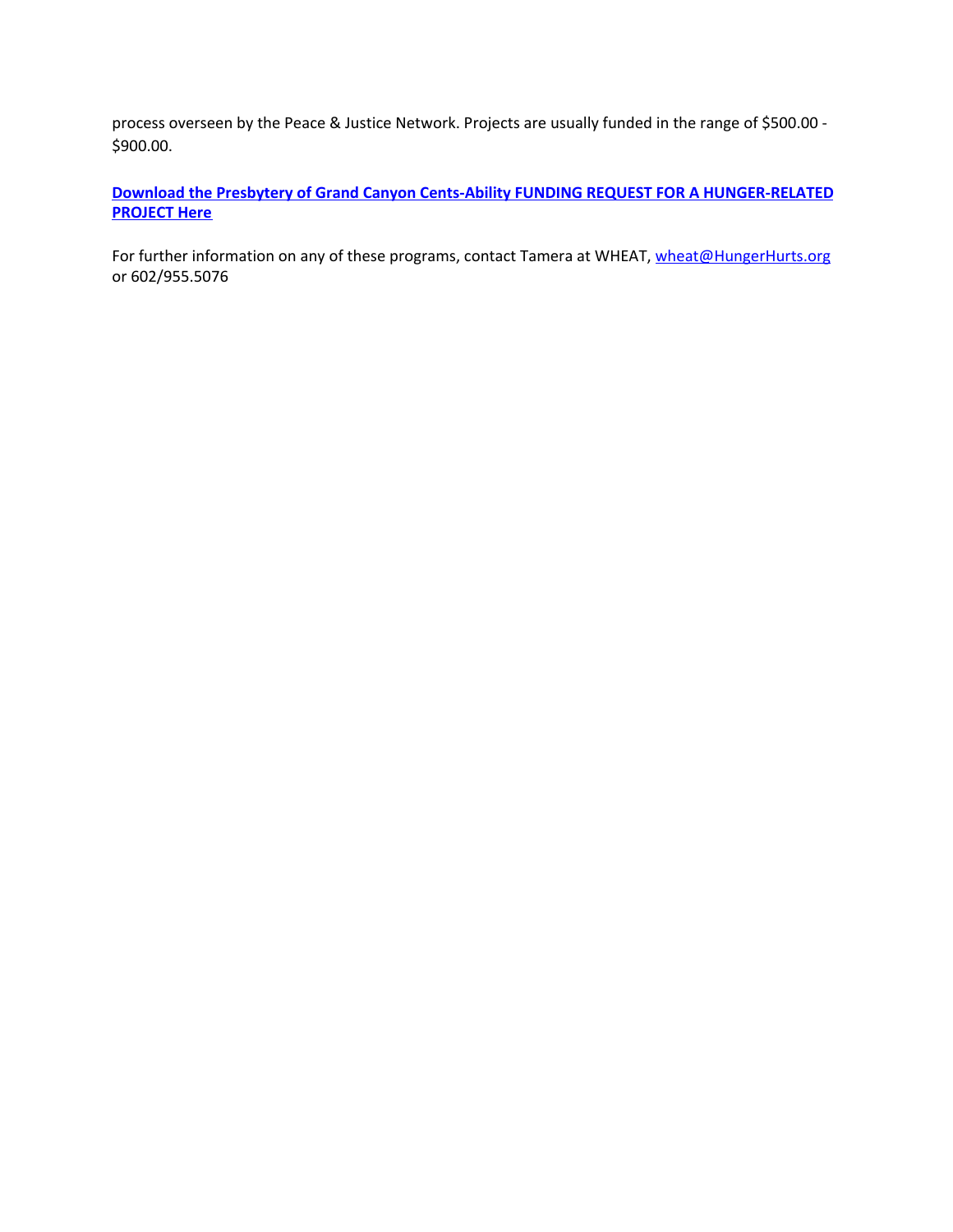process overseen by the Peace & Justice Network. Projects are usually funded in the range of $500.00 - $900.00.

**Download the Presbytery of Grand Canyon Cents-Ability FUNDING REQUEST FOR A HUNGER-RELATED PROJECT Here**

For further information on any of these programs, contact Tamera at WHEAT, wheat@HungerHurts.org or 602/955.5076